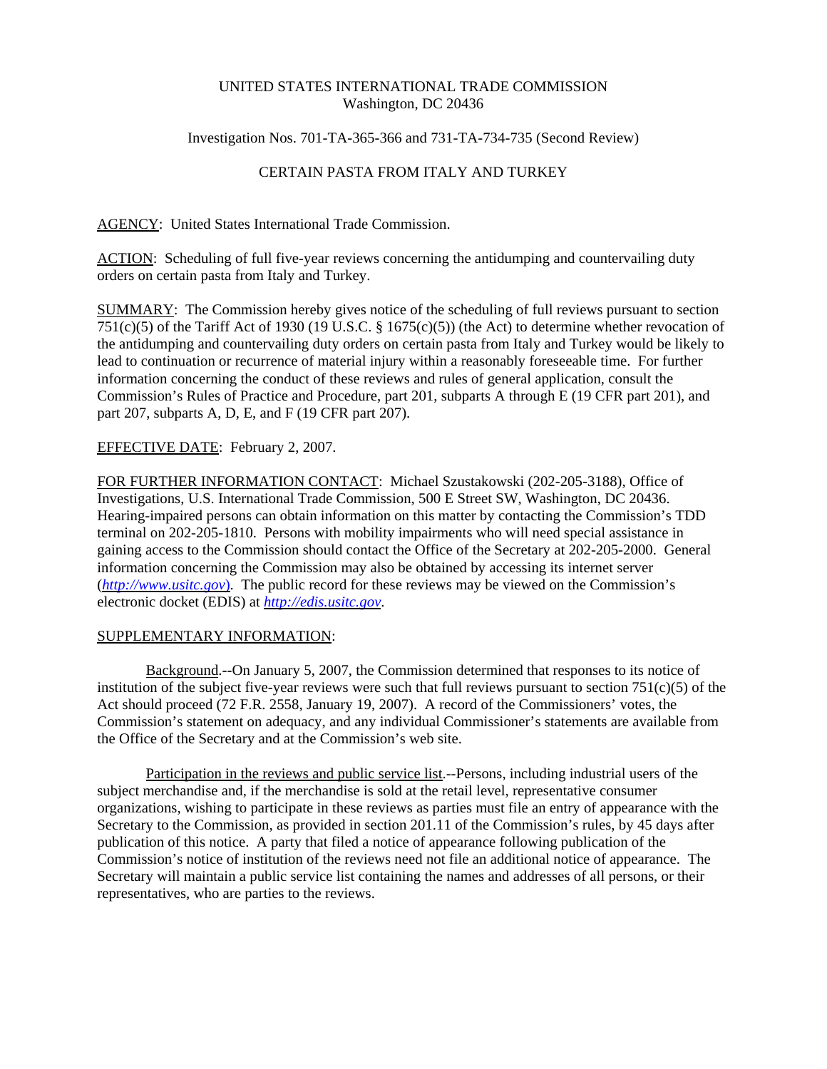UNITED STATES INTERNATIONAL TRADE COMMISSION
Washington, DC 20436

Investigation Nos. 701-TA-365-366 and 731-TA-734-735 (Second Review)

CERTAIN PASTA FROM ITALY AND TURKEY

AGENCY: United States International Trade Commission.

ACTION: Scheduling of full five-year reviews concerning the antidumping and countervailing duty orders on certain pasta from Italy and Turkey.

SUMMARY: The Commission hereby gives notice of the scheduling of full reviews pursuant to section 751(c)(5) of the Tariff Act of 1930 (19 U.S.C. § 1675(c)(5)) (the Act) to determine whether revocation of the antidumping and countervailing duty orders on certain pasta from Italy and Turkey would be likely to lead to continuation or recurrence of material injury within a reasonably foreseeable time. For further information concerning the conduct of these reviews and rules of general application, consult the Commission's Rules of Practice and Procedure, part 201, subparts A through E (19 CFR part 201), and part 207, subparts A, D, E, and F (19 CFR part 207).

EFFECTIVE DATE: February 2, 2007.

FOR FURTHER INFORMATION CONTACT: Michael Szustakowski (202-205-3188), Office of Investigations, U.S. International Trade Commission, 500 E Street SW, Washington, DC 20436. Hearing-impaired persons can obtain information on this matter by contacting the Commission's TDD terminal on 202-205-1810. Persons with mobility impairments who will need special assistance in gaining access to the Commission should contact the Office of the Secretary at 202-205-2000. General information concerning the Commission may also be obtained by accessing its internet server (*http://www.usitc.gov*). The public record for these reviews may be viewed on the Commission's electronic docket (EDIS) at *http://edis.usitc.gov*.

SUPPLEMENTARY INFORMATION:

Background.--On January 5, 2007, the Commission determined that responses to its notice of institution of the subject five-year reviews were such that full reviews pursuant to section 751(c)(5) of the Act should proceed (72 F.R. 2558, January 19, 2007). A record of the Commissioners' votes, the Commission's statement on adequacy, and any individual Commissioner's statements are available from the Office of the Secretary and at the Commission's web site.

Participation in the reviews and public service list.--Persons, including industrial users of the subject merchandise and, if the merchandise is sold at the retail level, representative consumer organizations, wishing to participate in these reviews as parties must file an entry of appearance with the Secretary to the Commission, as provided in section 201.11 of the Commission's rules, by 45 days after publication of this notice. A party that filed a notice of appearance following publication of the Commission's notice of institution of the reviews need not file an additional notice of appearance. The Secretary will maintain a public service list containing the names and addresses of all persons, or their representatives, who are parties to the reviews.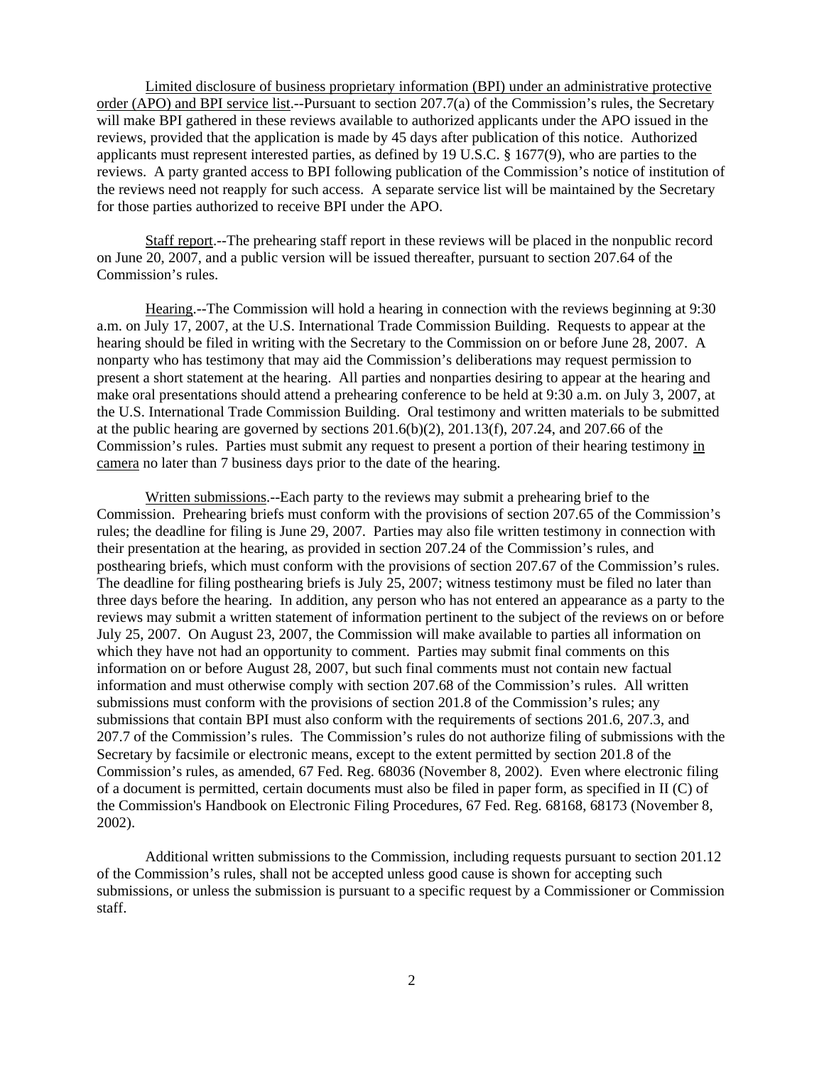Limited disclosure of business proprietary information (BPI) under an administrative protective order (APO) and BPI service list.--Pursuant to section 207.7(a) of the Commission's rules, the Secretary will make BPI gathered in these reviews available to authorized applicants under the APO issued in the reviews, provided that the application is made by 45 days after publication of this notice. Authorized applicants must represent interested parties, as defined by 19 U.S.C. § 1677(9), who are parties to the reviews. A party granted access to BPI following publication of the Commission's notice of institution of the reviews need not reapply for such access. A separate service list will be maintained by the Secretary for those parties authorized to receive BPI under the APO.

Staff report.--The prehearing staff report in these reviews will be placed in the nonpublic record on June 20, 2007, and a public version will be issued thereafter, pursuant to section 207.64 of the Commission's rules.

Hearing.--The Commission will hold a hearing in connection with the reviews beginning at 9:30 a.m. on July 17, 2007, at the U.S. International Trade Commission Building. Requests to appear at the hearing should be filed in writing with the Secretary to the Commission on or before June 28, 2007. A nonparty who has testimony that may aid the Commission's deliberations may request permission to present a short statement at the hearing. All parties and nonparties desiring to appear at the hearing and make oral presentations should attend a prehearing conference to be held at 9:30 a.m. on July 3, 2007, at the U.S. International Trade Commission Building. Oral testimony and written materials to be submitted at the public hearing are governed by sections 201.6(b)(2), 201.13(f), 207.24, and 207.66 of the Commission's rules. Parties must submit any request to present a portion of their hearing testimony in camera no later than 7 business days prior to the date of the hearing.

Written submissions.--Each party to the reviews may submit a prehearing brief to the Commission. Prehearing briefs must conform with the provisions of section 207.65 of the Commission's rules; the deadline for filing is June 29, 2007. Parties may also file written testimony in connection with their presentation at the hearing, as provided in section 207.24 of the Commission's rules, and posthearing briefs, which must conform with the provisions of section 207.67 of the Commission's rules. The deadline for filing posthearing briefs is July 25, 2007; witness testimony must be filed no later than three days before the hearing. In addition, any person who has not entered an appearance as a party to the reviews may submit a written statement of information pertinent to the subject of the reviews on or before July 25, 2007. On August 23, 2007, the Commission will make available to parties all information on which they have not had an opportunity to comment. Parties may submit final comments on this information on or before August 28, 2007, but such final comments must not contain new factual information and must otherwise comply with section 207.68 of the Commission's rules. All written submissions must conform with the provisions of section 201.8 of the Commission's rules; any submissions that contain BPI must also conform with the requirements of sections 201.6, 207.3, and 207.7 of the Commission's rules. The Commission's rules do not authorize filing of submissions with the Secretary by facsimile or electronic means, except to the extent permitted by section 201.8 of the Commission's rules, as amended, 67 Fed. Reg. 68036 (November 8, 2002). Even where electronic filing of a document is permitted, certain documents must also be filed in paper form, as specified in II (C) of the Commission's Handbook on Electronic Filing Procedures, 67 Fed. Reg. 68168, 68173 (November 8, 2002).

Additional written submissions to the Commission, including requests pursuant to section 201.12 of the Commission's rules, shall not be accepted unless good cause is shown for accepting such submissions, or unless the submission is pursuant to a specific request by a Commissioner or Commission staff.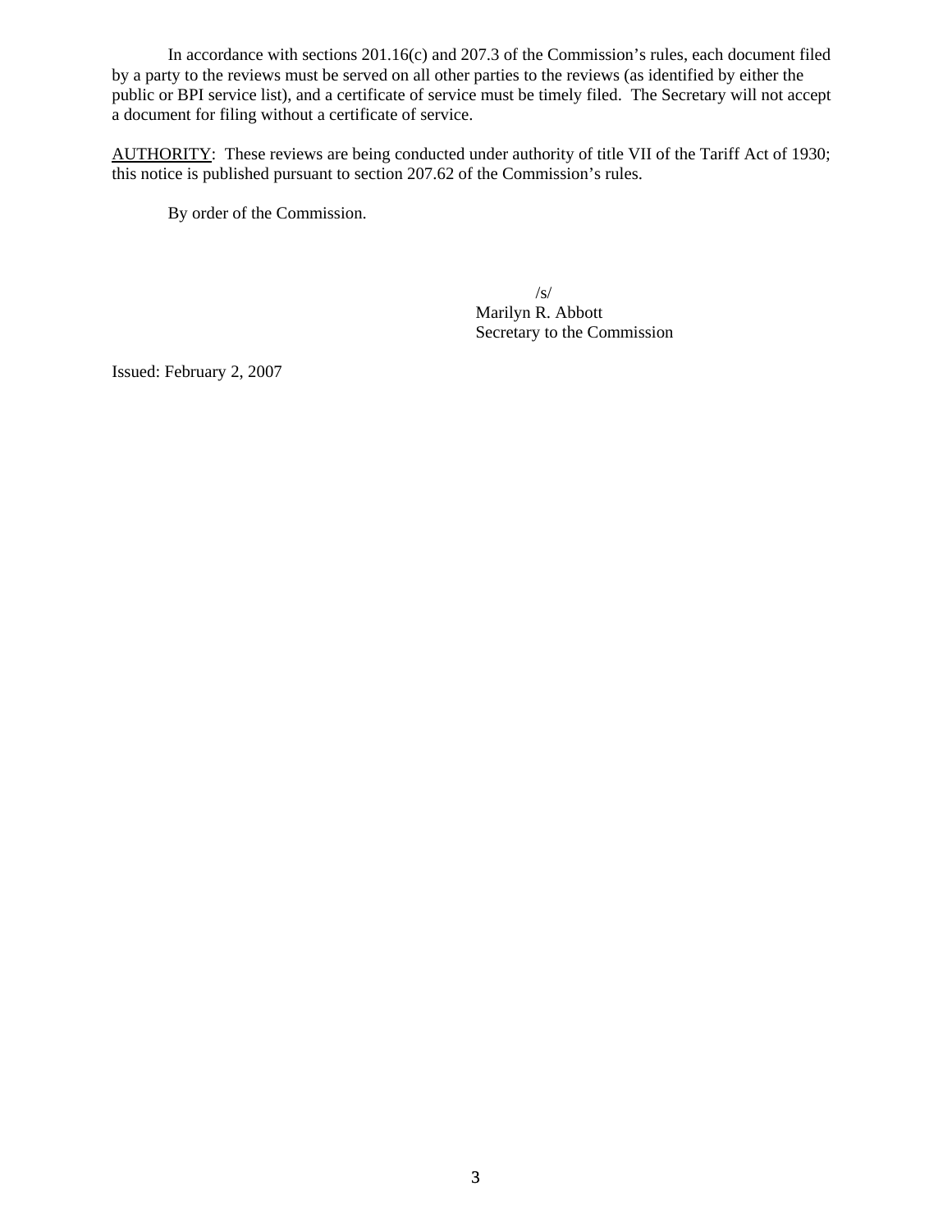In accordance with sections 201.16(c) and 207.3 of the Commission's rules, each document filed by a party to the reviews must be served on all other parties to the reviews (as identified by either the public or BPI service list), and a certificate of service must be timely filed. The Secretary will not accept a document for filing without a certificate of service.

<u>AUTHORITY</u>: These reviews are being conducted under authority of title VII of the Tariff Act of 1930; this notice is published pursuant to section 207.62 of the Commission's rules.

By order of the Commission.

/s/
Marilyn R. Abbott
Secretary to the Commission

Issued: February 2, 2007